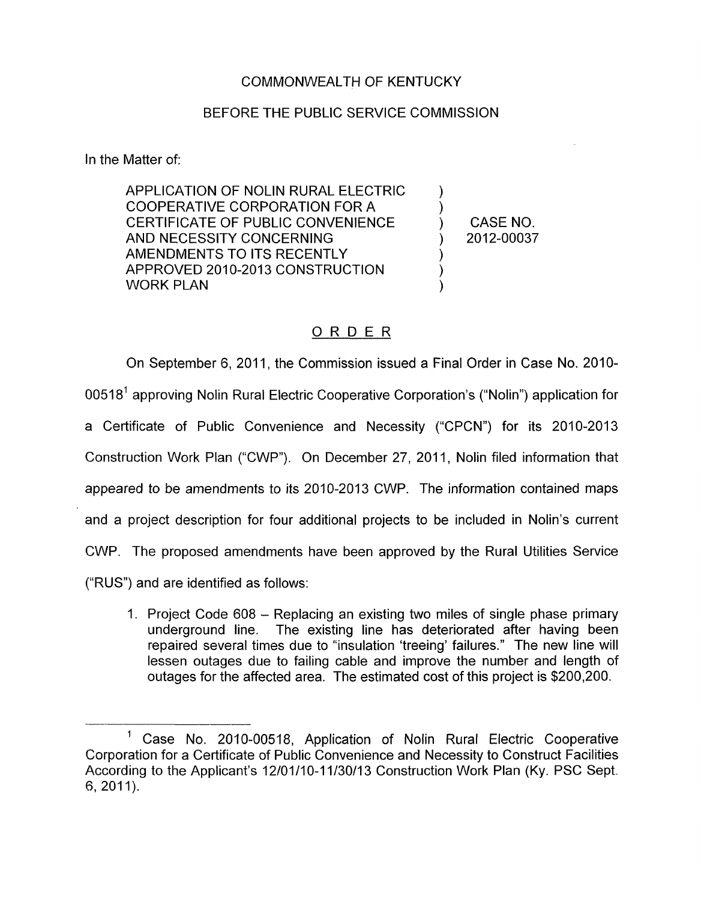COMMONWEALTH OF KENTUCKY

BEFORE THE PUBLIC SERVICE COMMISSION

In the Matter of:

| | | |
|---|---|---|
| APPLICATION OF NOLIN RURAL ELECTRIC COOPERATIVE CORPORATION FOR A CERTIFICATE OF PUBLIC CONVENIENCE AND NECESSITY CONCERNING AMENDMENTS TO ITS RECENTLY APPROVED 2010-2013 CONSTRUCTION WORK PLAN | ) | CASE NO. 2012-00037 |

## ORDER

On September 6, 2011, the Commission issued a Final Order in Case No. 2010-00518[1] approving Nolin Rural Electric Cooperative Corporation's ("Nolin") application for a Certificate of Public Convenience and Necessity ("CPCN") for its 2010-2013 Construction Work Plan ("CWP"). On December 27, 2011, Nolin filed information that appeared to be amendments to its 2010-2013 CWP. The information contained maps and a project description for four additional projects to be included in Nolin's current CWP. The proposed amendments have been approved by the Rural Utilities Service ("RUS") and are identified as follows:

1. Project Code 608 – Replacing an existing two miles of single phase primary underground line. The existing line has deteriorated after having been repaired several times due to "insulation 'treeing' failures." The new line will lessen outages due to failing cable and improve the number and length of outages for the affected area. The estimated cost of this project is $200,200.

---

[1] Case No. 2010-00518, Application of Nolin Rural Electric Cooperative Corporation for a Certificate of Public Convenience and Necessity to Construct Facilities According to the Applicant's 12/01/10-11/30/13 Construction Work Plan (Ky. PSC Sept. 6, 2011).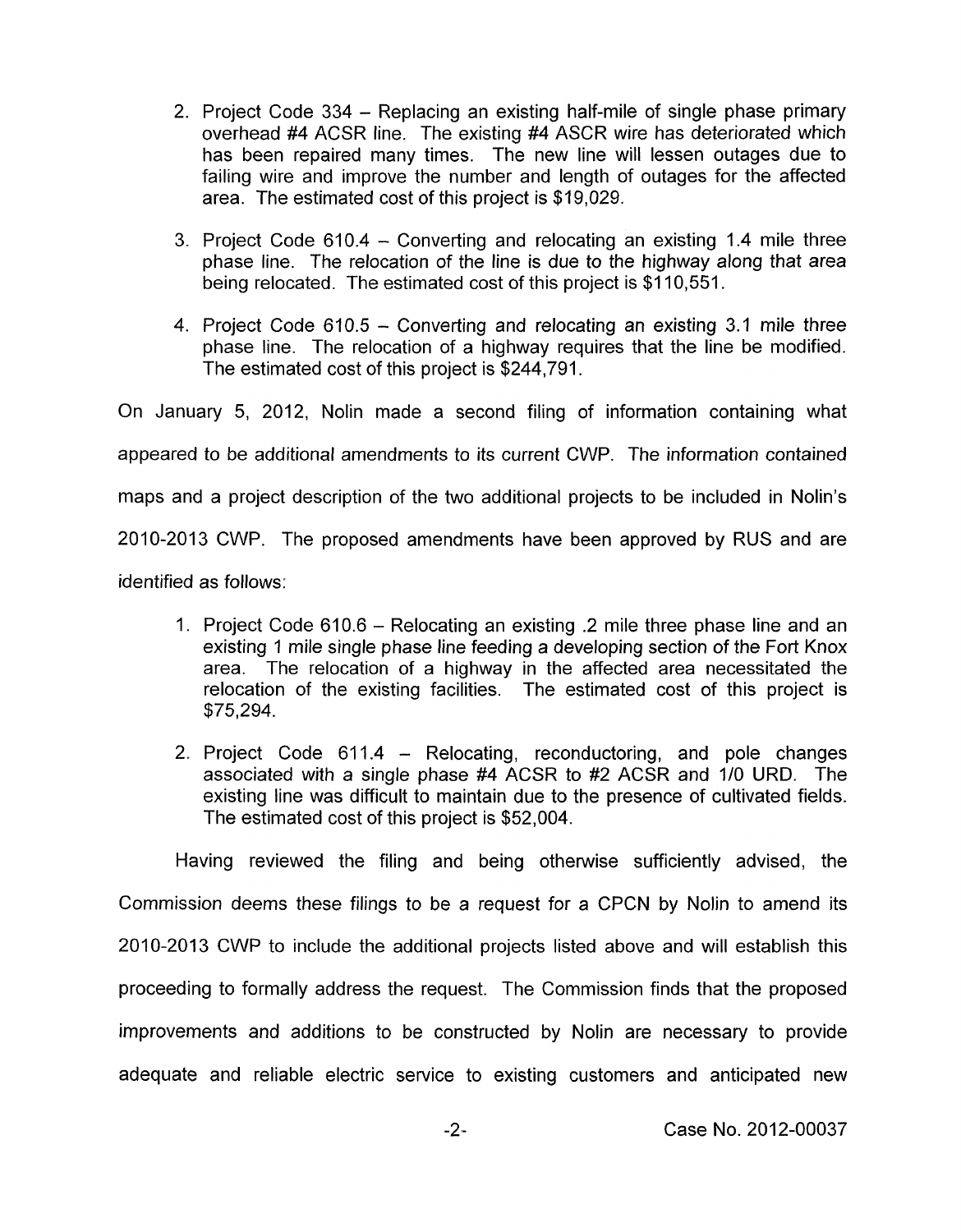2. Project Code 334 – Replacing an existing half-mile of single phase primary overhead #4 ACSR line. The existing #4 ASCR wire has deteriorated which has been repaired many times. The new line will lessen outages due to failing wire and improve the number and length of outages for the affected area. The estimated cost of this project is $19,029.

3. Project Code 610.4 – Converting and relocating an existing 1.4 mile three phase line. The relocation of the line is due to the highway along that area being relocated. The estimated cost of this project is $110,551.

4. Project Code 610.5 – Converting and relocating an existing 3.1 mile three phase line. The relocation of a highway requires that the line be modified. The estimated cost of this project is $244,791.

On January 5, 2012, Nolin made a second filing of information containing what appeared to be additional amendments to its current CWP. The information contained maps and a project description of the two additional projects to be included in Nolin's 2010-2013 CWP. The proposed amendments have been approved by RUS and are identified as follows:

1. Project Code 610.6 – Relocating an existing .2 mile three phase line and an existing 1 mile single phase line feeding a developing section of the Fort Knox area. The relocation of a highway in the affected area necessitated the relocation of the existing facilities. The estimated cost of this project is $75,294.

2. Project Code 611.4 – Relocating, reconductoring, and pole changes associated with a single phase #4 ACSR to #2 ACSR and 1/0 URD. The existing line was difficult to maintain due to the presence of cultivated fields. The estimated cost of this project is $52,004.

Having reviewed the filing and being otherwise sufficiently advised, the Commission deems these filings to be a request for a CPCN by Nolin to amend its 2010-2013 CWP to include the additional projects listed above and will establish this proceeding to formally address the request. The Commission finds that the proposed improvements and additions to be constructed by Nolin are necessary to provide adequate and reliable electric service to existing customers and anticipated new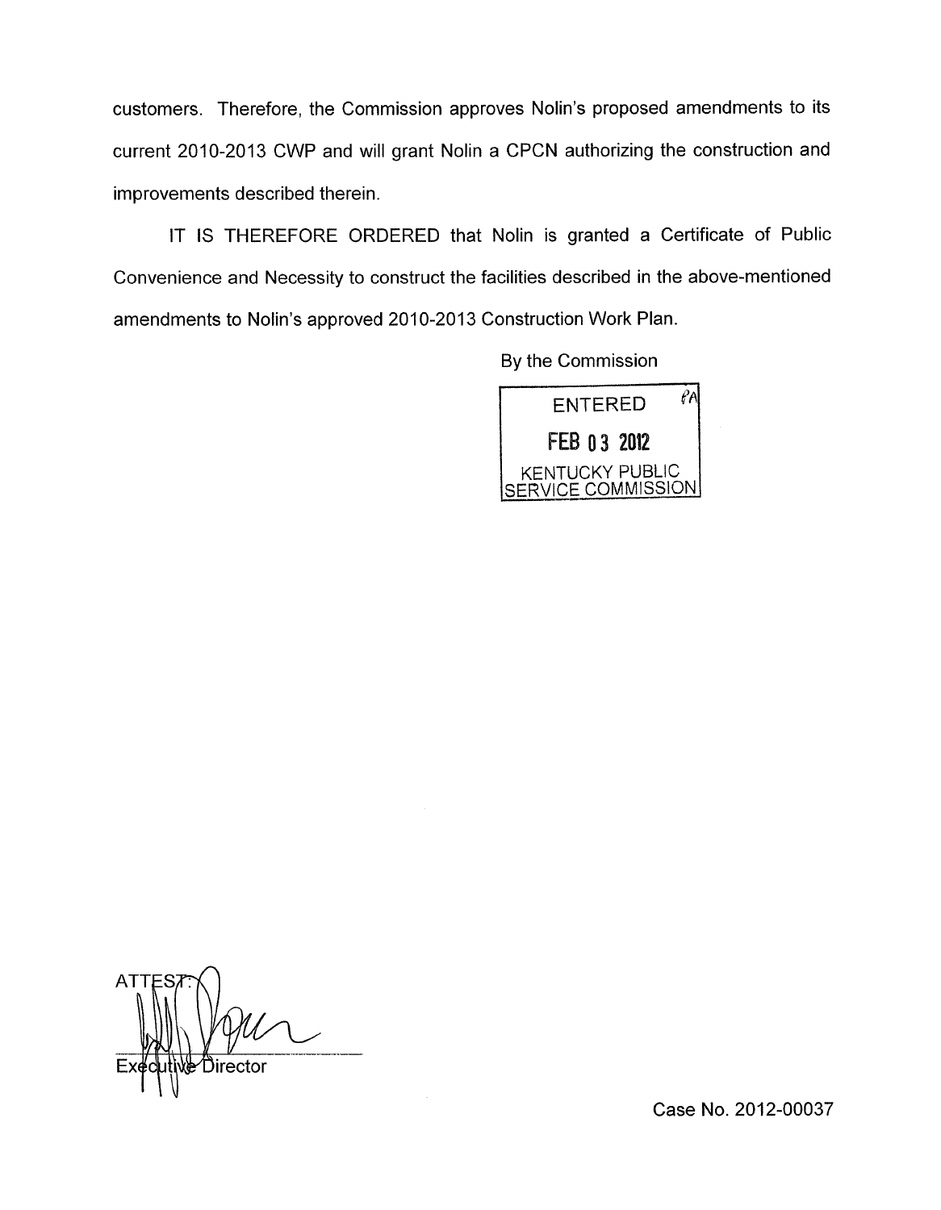customers. Therefore, the Commission approves Nolin's proposed amendments to its current 2010-2013 CWP and will grant Nolin a CPCN authorizing the construction and improvements described therein.

IT IS THEREFORE ORDERED that Nolin is granted a Certificate of Public Convenience and Necessity to construct the facilities described in the above-mentioned amendments to Nolin's approved 2010-2013 Construction Work Plan.

By the Commission

ENTERED
FEB 03 2012
KENTUCKY PUBLIC SERVICE COMMISSION

ATTEST:

Executive Director

Case No. 2012-00037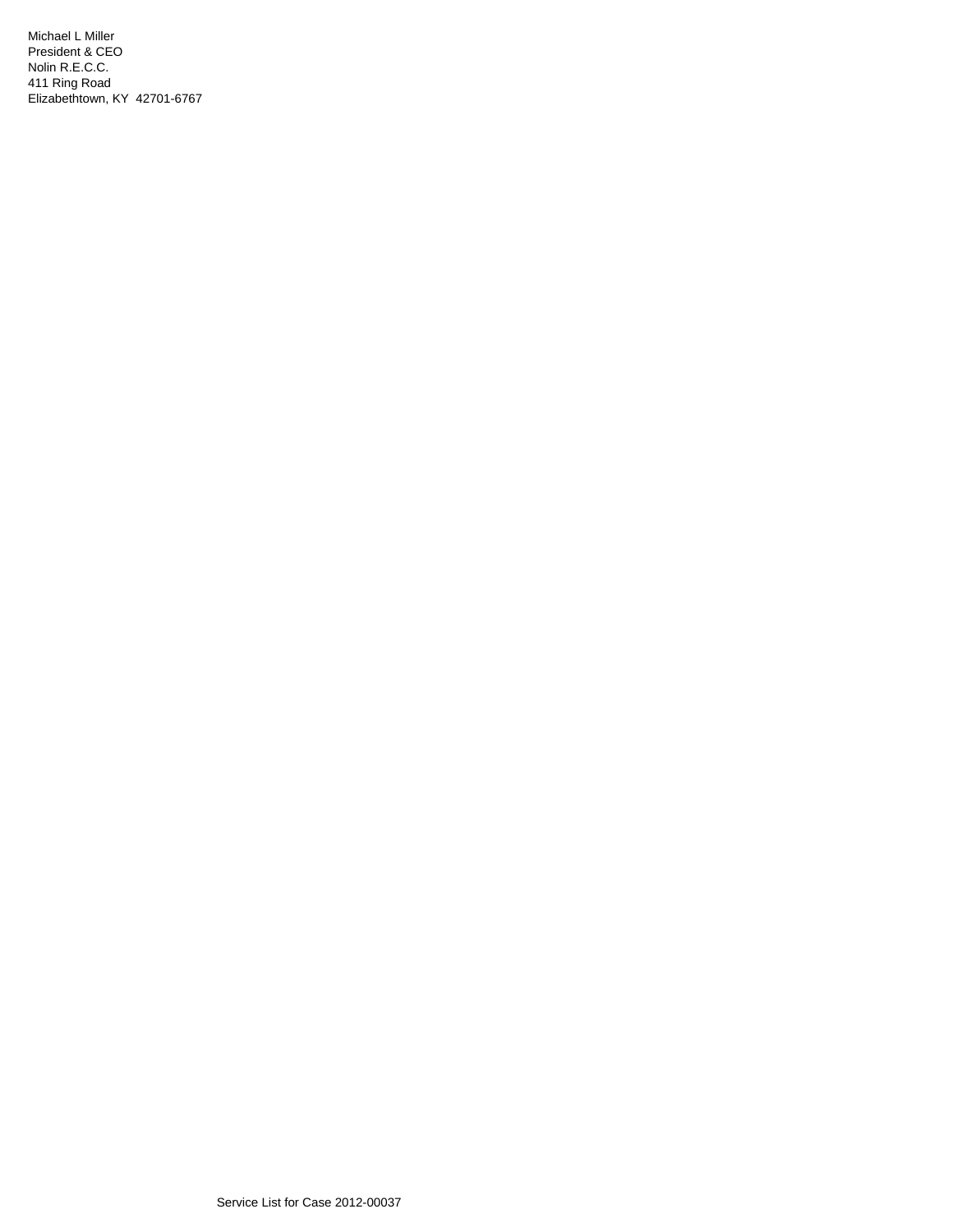Michael L Miller
President & CEO
Nolin R.E.C.C.
411 Ring Road
Elizabethtown, KY 42701-6767